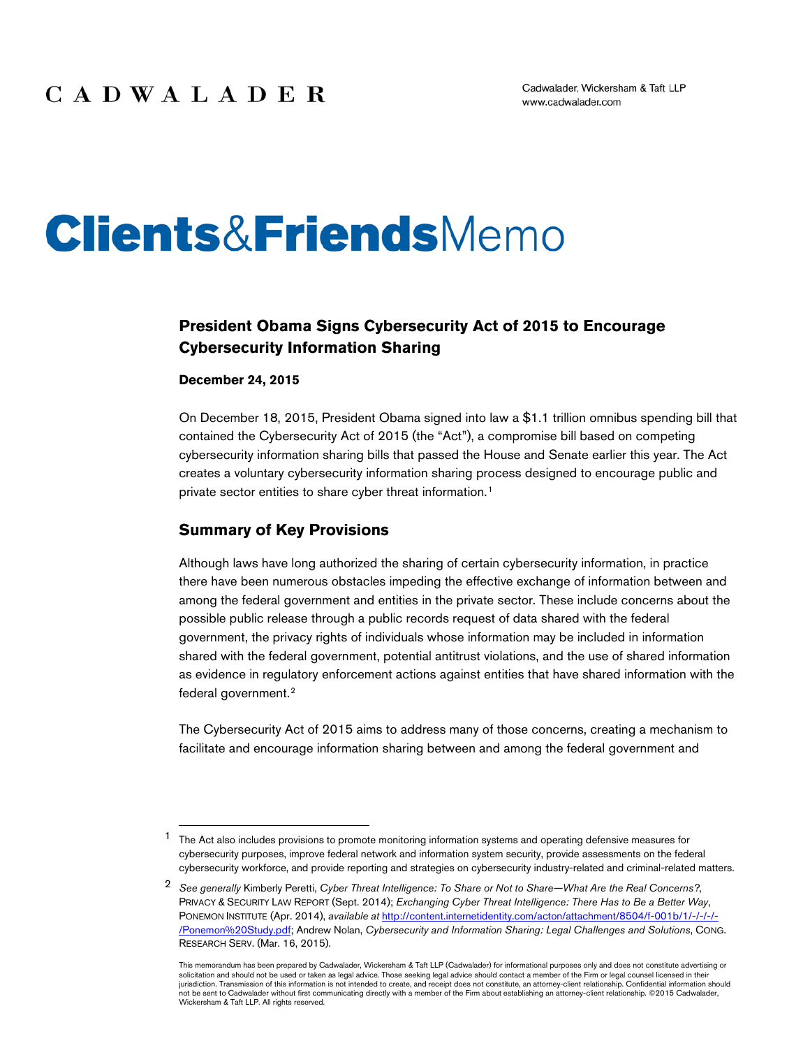CADWALADER

Cadwalader, Wickersham & Taft LLP
www.cadwalader.com

# Clients&FriendsMemo

## President Obama Signs Cybersecurity Act of 2015 to Encourage Cybersecurity Information Sharing

**December 24, 2015**

On December 18, 2015, President Obama signed into law a $1.1 trillion omnibus spending bill that contained the Cybersecurity Act of 2015 (the "Act"), a compromise bill based on competing cybersecurity information sharing bills that passed the House and Senate earlier this year. The Act creates a voluntary cybersecurity information sharing process designed to encourage public and private sector entities to share cyber threat information.[1]

## Summary of Key Provisions

Although laws have long authorized the sharing of certain cybersecurity information, in practice there have been numerous obstacles impeding the effective exchange of information between and among the federal government and entities in the private sector. These include concerns about the possible public release through a public records request of data shared with the federal government, the privacy rights of individuals whose information may be included in information shared with the federal government, potential antitrust violations, and the use of shared information as evidence in regulatory enforcement actions against entities that have shared information with the federal government.[2]

The Cybersecurity Act of 2015 aims to address many of those concerns, creating a mechanism to facilitate and encourage information sharing between and among the federal government and

---

[1] The Act also includes provisions to promote monitoring information systems and operating defensive measures for cybersecurity purposes, improve federal network and information system security, provide assessments on the federal cybersecurity workforce, and provide reporting and strategies on cybersecurity industry-related and criminal-related matters.

[2] *See generally* Kimberly Peretti, *Cyber Threat Intelligence: To Share or Not to Share—What Are the Real Concerns?*, PRIVACY & SECURITY LAW REPORT (Sept. 2014); *Exchanging Cyber Threat Intelligence: There Has to Be a Better Way*, PONEMON INSTITUTE (Apr. 2014), *available at* http://content.internetidentity.com/acton/attachment/8504/f-001b/1/-/-/-/-/Ponemon%20Study.pdf; Andrew Nolan, *Cybersecurity and Information Sharing: Legal Challenges and Solutions*, CONG. RESEARCH SERV. (Mar. 16, 2015).

This memorandum has been prepared by Cadwalader, Wickersham & Taft LLP (Cadwalader) for informational purposes only and does not constitute advertising or solicitation and should not be used or taken as legal advice. Those seeking legal advice should contact a member of the Firm or legal counsel licensed in their jurisdiction. Transmission of this information is not intended to create, and receipt does not constitute, an attorney-client relationship. Confidential information should not be sent to Cadwalader without first communicating directly with a member of the Firm about establishing an attorney-client relationship. ©2015 Cadwalader, Wickersham & Taft LLP. All rights reserved.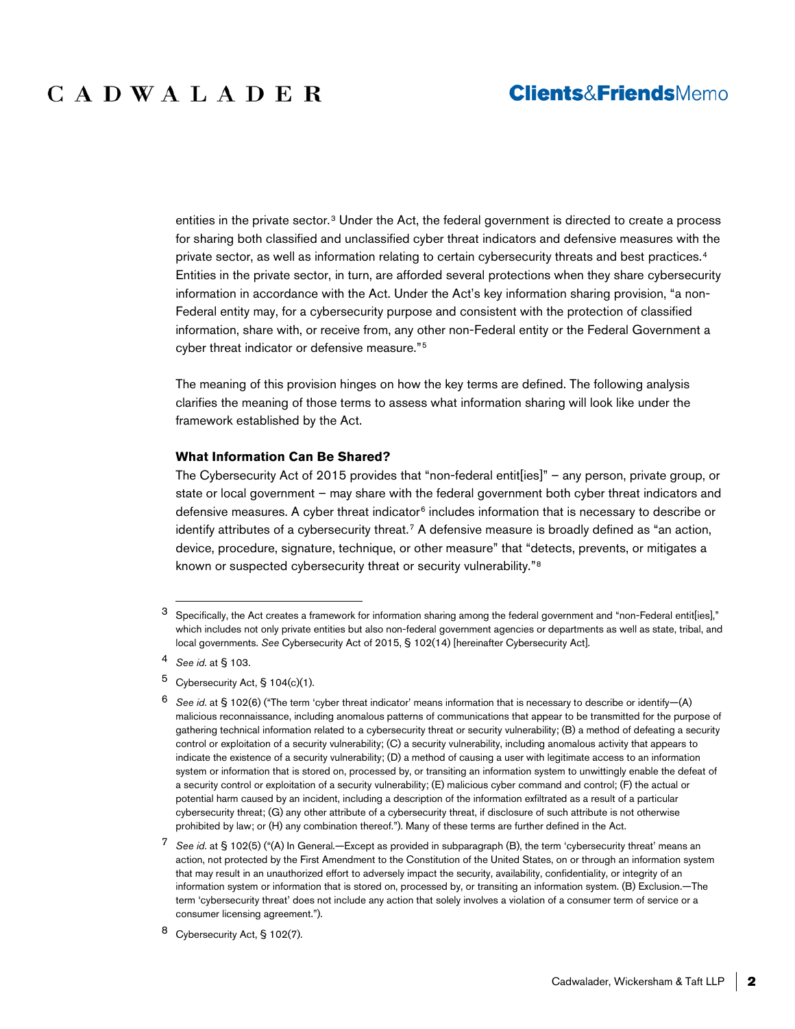entities in the private sector.[3] Under the Act, the federal government is directed to create a process for sharing both classified and unclassified cyber threat indicators and defensive measures with the private sector, as well as information relating to certain cybersecurity threats and best practices.[4] Entities in the private sector, in turn, are afforded several protections when they share cybersecurity information in accordance with the Act. Under the Act's key information sharing provision, "a non-Federal entity may, for a cybersecurity purpose and consistent with the protection of classified information, share with, or receive from, any other non-Federal entity or the Federal Government a cyber threat indicator or defensive measure."[5]

The meaning of this provision hinges on how the key terms are defined. The following analysis clarifies the meaning of those terms to assess what information sharing will look like under the framework established by the Act.

### What Information Can Be Shared?

The Cybersecurity Act of 2015 provides that "non-federal entit[ies]" – any person, private group, or state or local government – may share with the federal government both cyber threat indicators and defensive measures. A cyber threat indicator[6] includes information that is necessary to describe or identify attributes of a cybersecurity threat.[7] A defensive measure is broadly defined as "an action, device, procedure, signature, technique, or other measure" that "detects, prevents, or mitigates a known or suspected cybersecurity threat or security vulnerability."[8]

---

[3] Specifically, the Act creates a framework for information sharing among the federal government and "non-Federal entit[ies]," which includes not only private entities but also non-federal government agencies or departments as well as state, tribal, and local governments. *See* Cybersecurity Act of 2015, § 102(14) [hereinafter Cybersecurity Act].

[4] *See id.* at § 103.

[5] Cybersecurity Act, § 104(c)(1).

[6] *See id.* at § 102(6) ("The term 'cyber threat indicator' means information that is necessary to describe or identify—(A) malicious reconnaissance, including anomalous patterns of communications that appear to be transmitted for the purpose of gathering technical information related to a cybersecurity threat or security vulnerability; (B) a method of defeating a security control or exploitation of a security vulnerability; (C) a security vulnerability, including anomalous activity that appears to indicate the existence of a security vulnerability; (D) a method of causing a user with legitimate access to an information system or information that is stored on, processed by, or transiting an information system to unwittingly enable the defeat of a security control or exploitation of a security vulnerability; (E) malicious cyber command and control; (F) the actual or potential harm caused by an incident, including a description of the information exfiltrated as a result of a particular cybersecurity threat; (G) any other attribute of a cybersecurity threat, if disclosure of such attribute is not otherwise prohibited by law; or (H) any combination thereof."). Many of these terms are further defined in the Act.

[7] *See id.* at § 102(5) ("(A) In General.—Except as provided in subparagraph (B), the term 'cybersecurity threat' means an action, not protected by the First Amendment to the Constitution of the United States, on or through an information system that may result in an unauthorized effort to adversely impact the security, availability, confidentiality, or integrity of an information system or information that is stored on, processed by, or transiting an information system. (B) Exclusion.—The term 'cybersecurity threat' does not include any action that solely involves a violation of a consumer term of service or a consumer licensing agreement.").

[8] Cybersecurity Act, § 102(7).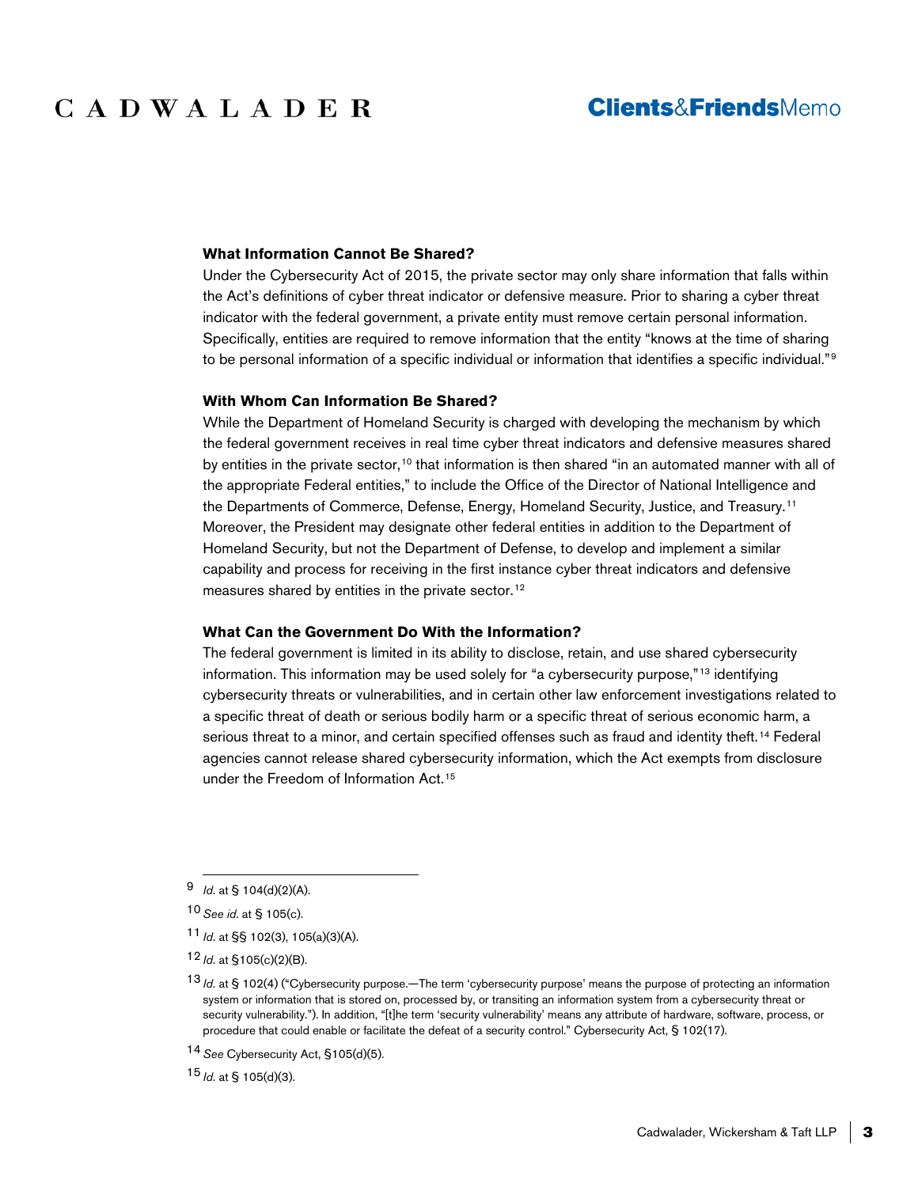### What Information Cannot Be Shared?

Under the Cybersecurity Act of 2015, the private sector may only share information that falls within the Act's definitions of cyber threat indicator or defensive measure. Prior to sharing a cyber threat indicator with the federal government, a private entity must remove certain personal information. Specifically, entities are required to remove information that the entity "knows at the time of sharing to be personal information of a specific individual or information that identifies a specific individual."[9]

### With Whom Can Information Be Shared?

While the Department of Homeland Security is charged with developing the mechanism by which the federal government receives in real time cyber threat indicators and defensive measures shared by entities in the private sector,[10] that information is then shared "in an automated manner with all of the appropriate Federal entities," to include the Office of the Director of National Intelligence and the Departments of Commerce, Defense, Energy, Homeland Security, Justice, and Treasury.[11] Moreover, the President may designate other federal entities in addition to the Department of Homeland Security, but not the Department of Defense, to develop and implement a similar capability and process for receiving in the first instance cyber threat indicators and defensive measures shared by entities in the private sector.[12]

### What Can the Government Do With the Information?

The federal government is limited in its ability to disclose, retain, and use shared cybersecurity information. This information may be used solely for "a cybersecurity purpose,"[13] identifying cybersecurity threats or vulnerabilities, and in certain other law enforcement investigations related to a specific threat of death or serious bodily harm or a specific threat of serious economic harm, a serious threat to a minor, and certain specified offenses such as fraud and identity theft.[14] Federal agencies cannot release shared cybersecurity information, which the Act exempts from disclosure under the Freedom of Information Act.[15]

---

[9] *Id.* at § 104(d)(2)(A).

[10] *See id.* at § 105(c).

[11] *Id.* at §§ 102(3), 105(a)(3)(A).

[12] *Id.* at §105(c)(2)(B).

[13] *Id.* at § 102(4) ("Cybersecurity purpose.—The term 'cybersecurity purpose' means the purpose of protecting an information system or information that is stored on, processed by, or transiting an information system from a cybersecurity threat or security vulnerability."). In addition, "[t]he term 'security vulnerability' means any attribute of hardware, software, process, or procedure that could enable or facilitate the defeat of a security control." Cybersecurity Act, § 102(17).

[14] *See* Cybersecurity Act, §105(d)(5).

[15] *Id.* at § 105(d)(3).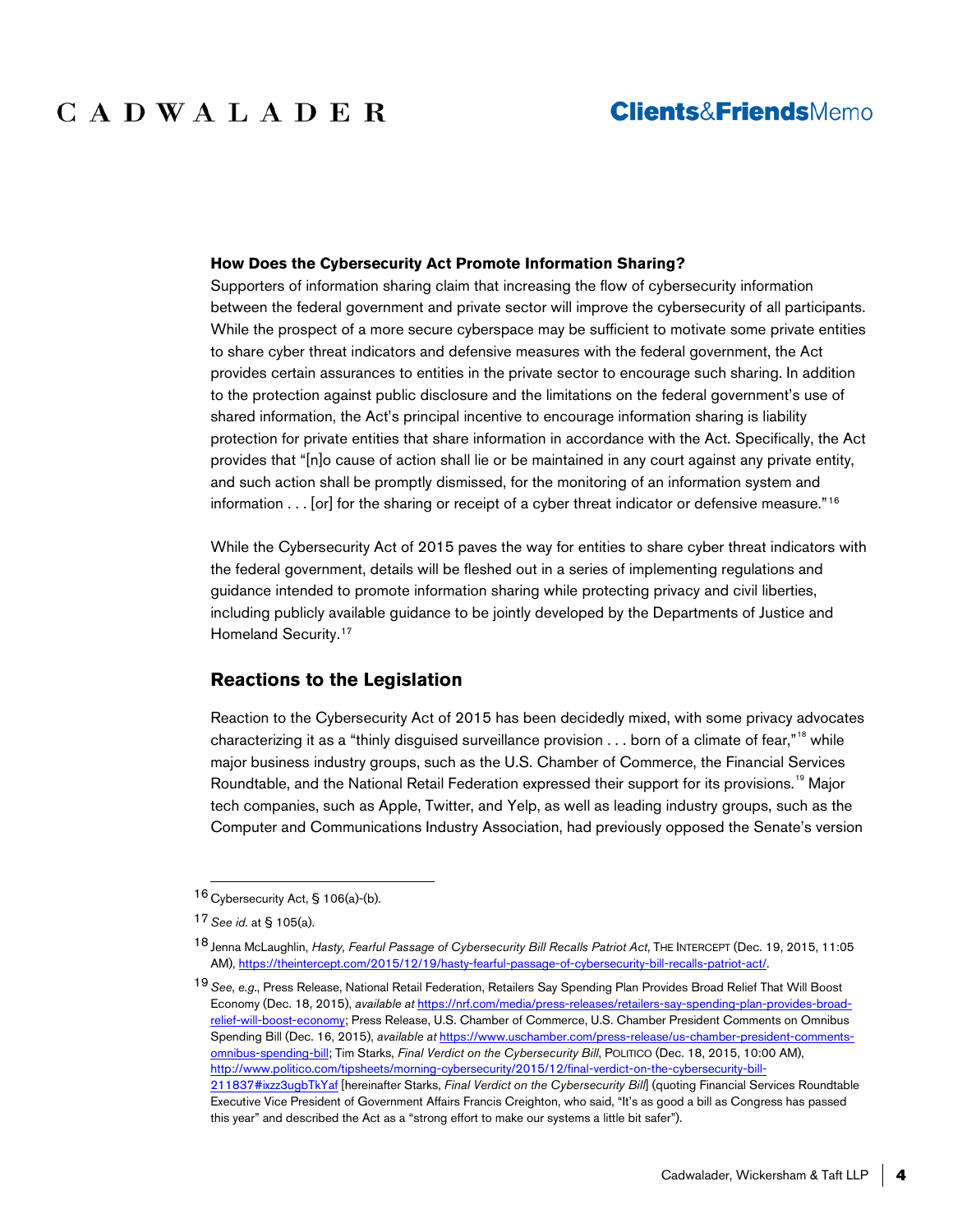**How Does the Cybersecurity Act Promote Information Sharing?**

Supporters of information sharing claim that increasing the flow of cybersecurity information between the federal government and private sector will improve the cybersecurity of all participants. While the prospect of a more secure cyberspace may be sufficient to motivate some private entities to share cyber threat indicators and defensive measures with the federal government, the Act provides certain assurances to entities in the private sector to encourage such sharing. In addition to the protection against public disclosure and the limitations on the federal government's use of shared information, the Act's principal incentive to encourage information sharing is liability protection for private entities that share information in accordance with the Act. Specifically, the Act provides that "[n]o cause of action shall lie or be maintained in any court against any private entity, and such action shall be promptly dismissed, for the monitoring of an information system and information . . . [or] for the sharing or receipt of a cyber threat indicator or defensive measure."[16]

While the Cybersecurity Act of 2015 paves the way for entities to share cyber threat indicators with the federal government, details will be fleshed out in a series of implementing regulations and guidance intended to promote information sharing while protecting privacy and civil liberties, including publicly available guidance to be jointly developed by the Departments of Justice and Homeland Security.[17]

## Reactions to the Legislation

Reaction to the Cybersecurity Act of 2015 has been decidedly mixed, with some privacy advocates characterizing it as a "thinly disguised surveillance provision . . . born of a climate of fear,"[18] while major business industry groups, such as the U.S. Chamber of Commerce, the Financial Services Roundtable, and the National Retail Federation expressed their support for its provisions.[19] Major tech companies, such as Apple, Twitter, and Yelp, as well as leading industry groups, such as the Computer and Communications Industry Association, had previously opposed the Senate's version

---

16 Cybersecurity Act, § 106(a)-(b).

17 *See id*. at § 105(a).

18 Jenna McLaughlin, *Hasty, Fearful Passage of Cybersecurity Bill Recalls Patriot Act*, THE INTERCEPT (Dec. 19, 2015, 11:05 AM), https://theintercept.com/2015/12/19/hasty-fearful-passage-of-cybersecurity-bill-recalls-patriot-act/.

19 *See, e.g.*, Press Release, National Retail Federation, Retailers Say Spending Plan Provides Broad Relief That Will Boost Economy (Dec. 18, 2015), *available at* https://nrf.com/media/press-releases/retailers-say-spending-plan-provides-broad-relief-will-boost-economy; Press Release, U.S. Chamber of Commerce, U.S. Chamber President Comments on Omnibus Spending Bill (Dec. 16, 2015), *available at* https://www.uschamber.com/press-release/us-chamber-president-comments-omnibus-spending-bill; Tim Starks, *Final Verdict on the Cybersecurity Bill*, POLITICO (Dec. 18, 2015, 10:00 AM), http://www.politico.com/tipsheets/morning-cybersecurity/2015/12/final-verdict-on-the-cybersecurity-bill-211837#ixzz3ugbTkYaf [hereinafter Starks, *Final Verdict on the Cybersecurity Bill*] (quoting Financial Services Roundtable Executive Vice President of Government Affairs Francis Creighton, who said, "It's as good a bill as Congress has passed this year" and described the Act as a "strong effort to make our systems a little bit safer").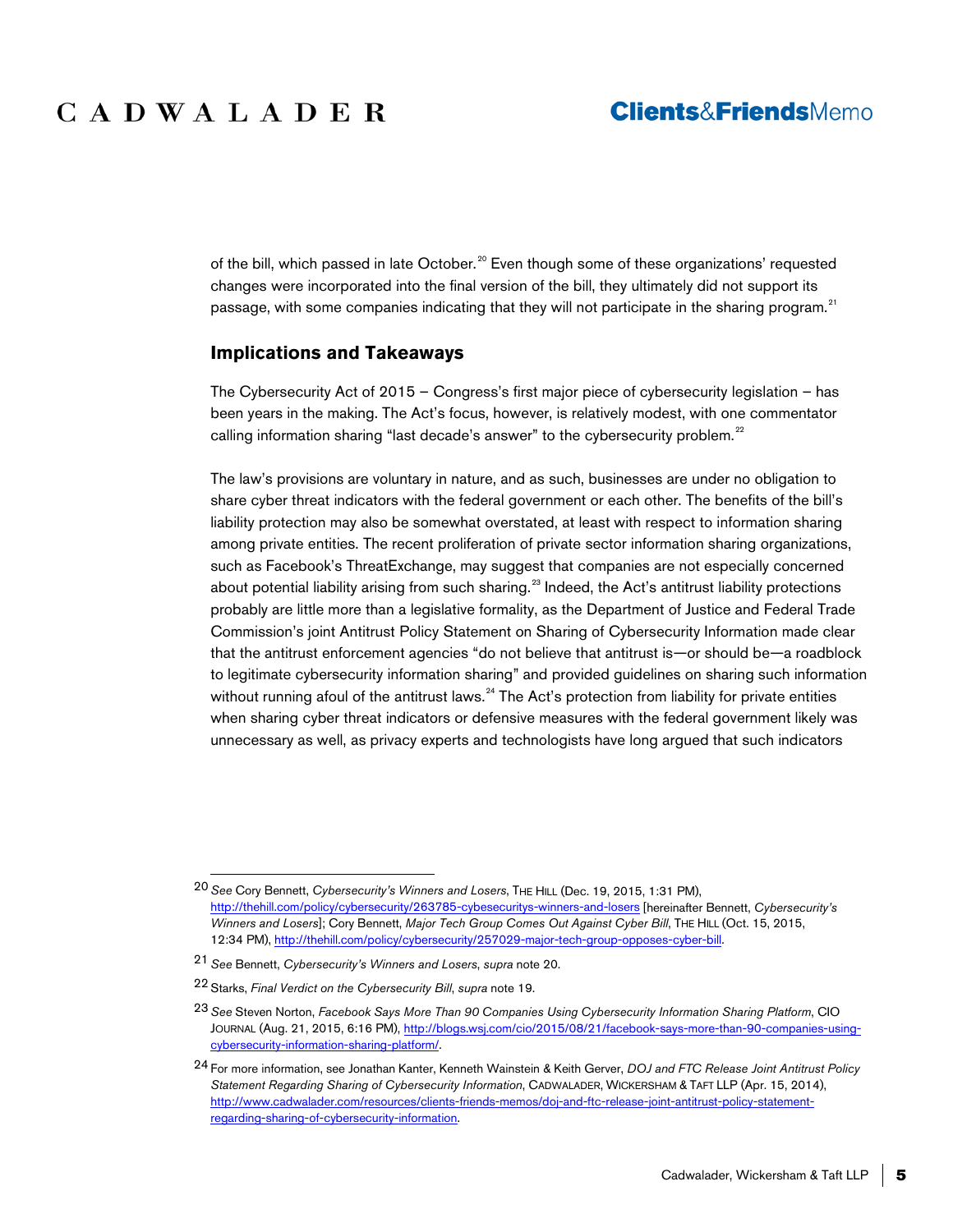of the bill, which passed in late October.[20] Even though some of these organizations' requested changes were incorporated into the final version of the bill, they ultimately did not support its passage, with some companies indicating that they will not participate in the sharing program.[21]

## Implications and Takeaways

The Cybersecurity Act of 2015 – Congress's first major piece of cybersecurity legislation – has been years in the making. The Act's focus, however, is relatively modest, with one commentator calling information sharing "last decade's answer" to the cybersecurity problem.[22]

The law's provisions are voluntary in nature, and as such, businesses are under no obligation to share cyber threat indicators with the federal government or each other. The benefits of the bill's liability protection may also be somewhat overstated, at least with respect to information sharing among private entities. The recent proliferation of private sector information sharing organizations, such as Facebook's ThreatExchange, may suggest that companies are not especially concerned about potential liability arising from such sharing.[23] Indeed, the Act's antitrust liability protections probably are little more than a legislative formality, as the Department of Justice and Federal Trade Commission's joint Antitrust Policy Statement on Sharing of Cybersecurity Information made clear that the antitrust enforcement agencies "do not believe that antitrust is—or should be—a roadblock to legitimate cybersecurity information sharing" and provided guidelines on sharing such information without running afoul of the antitrust laws.[24] The Act's protection from liability for private entities when sharing cyber threat indicators or defensive measures with the federal government likely was unnecessary as well, as privacy experts and technologists have long argued that such indicators

---

[20] *See* Cory Bennett, *Cybersecurity's Winners and Losers*, THE HILL (Dec. 19, 2015, 1:31 PM), http://thehill.com/policy/cybersecurity/263785-cybesecuritys-winners-and-losers [hereinafter Bennett, *Cybersecurity's Winners and Losers*]; Cory Bennett, *Major Tech Group Comes Out Against Cyber Bill*, THE HILL (Oct. 15, 2015, 12:34 PM), http://thehill.com/policy/cybersecurity/257029-major-tech-group-opposes-cyber-bill.

[21] *See* Bennett, *Cybersecurity's Winners and Losers*, *supra* note 20.

[22] Starks, *Final Verdict on the Cybersecurity Bill*, *supra* note 19.

[23] *See* Steven Norton, *Facebook Says More Than 90 Companies Using Cybersecurity Information Sharing Platform*, CIO JOURNAL (Aug. 21, 2015, 6:16 PM), http://blogs.wsj.com/cio/2015/08/21/facebook-says-more-than-90-companies-using-cybersecurity-information-sharing-platform/.

[24] For more information, see Jonathan Kanter, Kenneth Wainstein & Keith Gerver, *DOJ and FTC Release Joint Antitrust Policy Statement Regarding Sharing of Cybersecurity Information*, CADWALADER, WICKERSHAM & TAFT LLP (Apr. 15, 2014), http://www.cadwalader.com/resources/clients-friends-memos/doj-and-ftc-release-joint-antitrust-policy-statement-regarding-sharing-of-cybersecurity-information.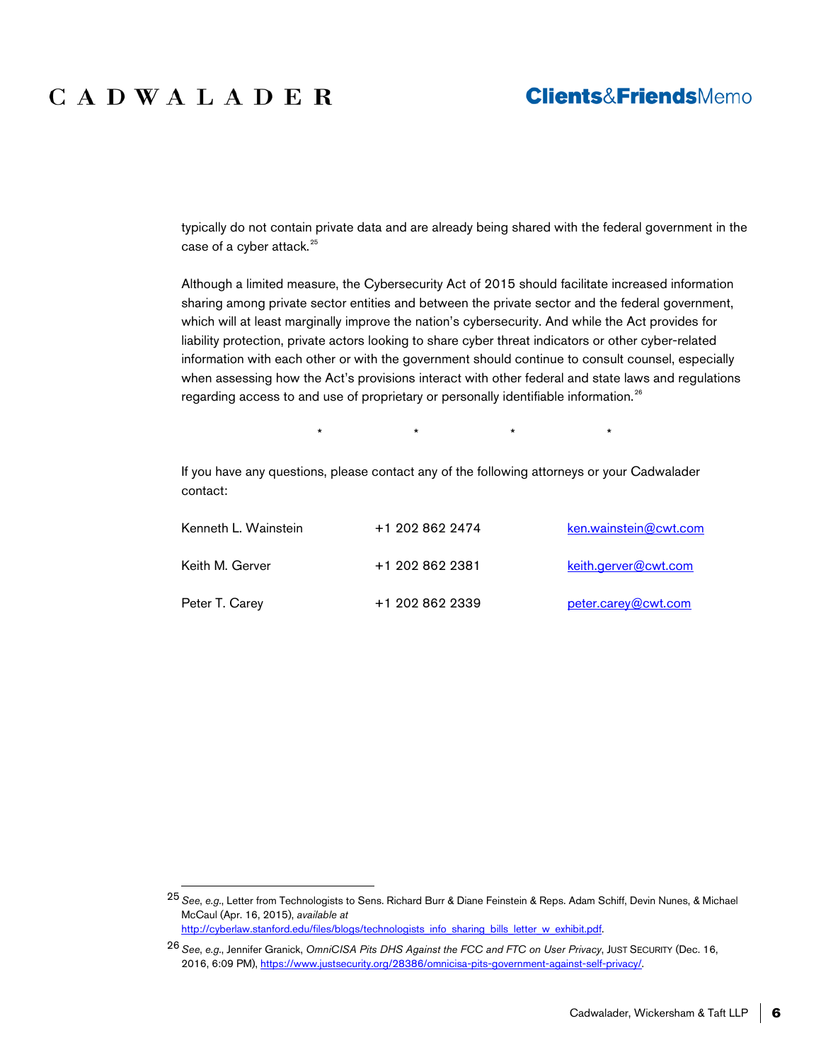typically do not contain private data and are already being shared with the federal government in the case of a cyber attack.[25]

Although a limited measure, the Cybersecurity Act of 2015 should facilitate increased information sharing among private sector entities and between the private sector and the federal government, which will at least marginally improve the nation's cybersecurity. And while the Act provides for liability protection, private actors looking to share cyber threat indicators or other cyber-related information with each other or with the government should continue to consult counsel, especially when assessing how the Act's provisions interact with other federal and state laws and regulations regarding access to and use of proprietary or personally identifiable information.[26]

\* \* \* \*

If you have any questions, please contact any of the following attorneys or your Cadwalader contact:

| | | |
|---|---|---|
| Kenneth L. Wainstein | +1 202 862 2474 | ken.wainstein@cwt.com |
| Keith M. Gerver | +1 202 862 2381 | keith.gerver@cwt.com |
| Peter T. Carey | +1 202 862 2339 | peter.carey@cwt.com |

---

[25] *See*, *e.g.*, Letter from Technologists to Sens. Richard Burr & Diane Feinstein & Reps. Adam Schiff, Devin Nunes, & Michael McCaul (Apr. 16, 2015), *available at* http://cyberlaw.stanford.edu/files/blogs/technologists_info_sharing_bills_letter_w_exhibit.pdf.

[26] *See*, *e.g.*, Jennifer Granick, *OmniCISA Pits DHS Against the FCC and FTC on User Privacy*, JUST SECURITY (Dec. 16, 2016, 6:09 PM), https://www.justsecurity.org/28386/omnicisa-pits-government-against-self-privacy/.